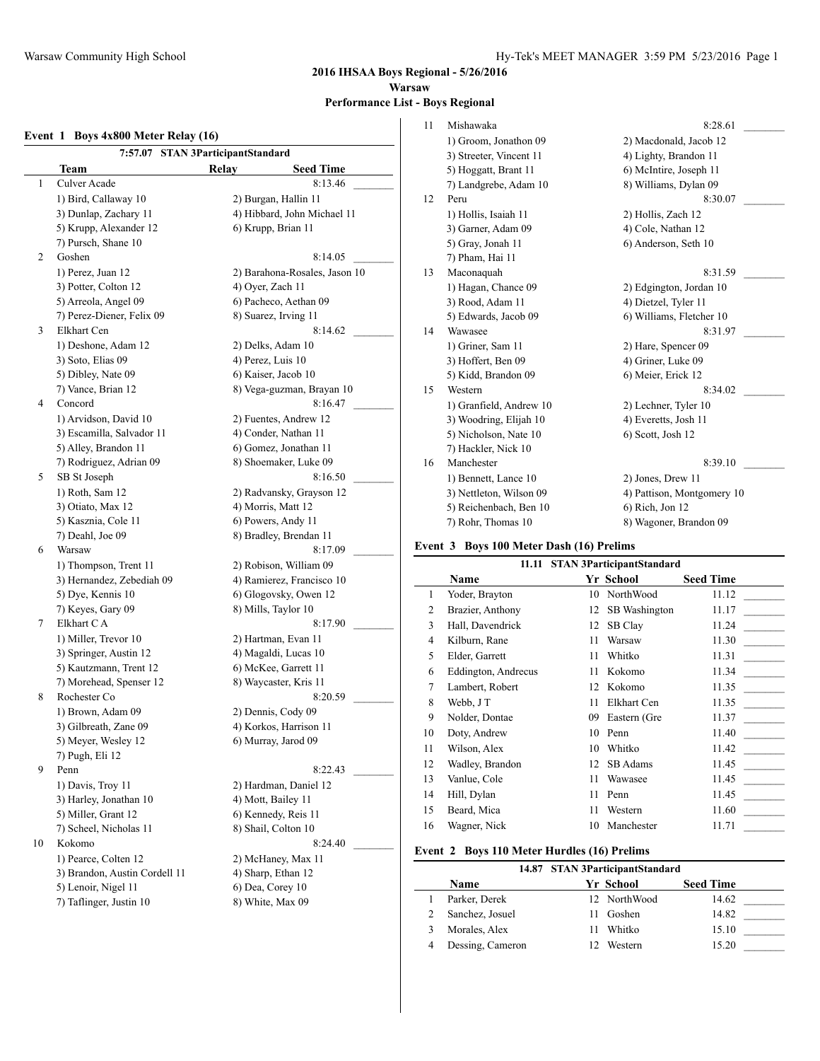## 2016 IHSAA Boys Regional - 5/26/2016

**Warsaw**

**Performance List - Boys Regional**

### Event 1 Boys 4x800 Meter Relay (16)

7:57.07 STAN 3ParticipantStandard

| | Team | Relay | Seed Time |
|---|---|---|---|
| 1 | Culver Acade | | 8:13.46 |
| | 1) Bird, Callaway 10 | 2) Burgan, Hallin 11 | |
| | 3) Dunlap, Zachary 11 | 4) Hibbard, John Michael 11 | |
| | 5) Krupp, Alexander 12 | 6) Krupp, Brian 11 | |
| | 7) Pursch, Shane 10 | | |
| 2 | Goshen | | 8:14.05 |
| | 1) Perez, Juan 12 | 2) Barahona-Rosales, Jason 10 | |
| | 3) Potter, Colton 12 | 4) Oyer, Zach 11 | |
| | 5) Arreola, Angel 09 | 6) Pacheco, Aethan 09 | |
| | 7) Perez-Diener, Felix 09 | 8) Suarez, Irving 11 | |
| 3 | Elkhart Cen | | 8:14.62 |
| | 1) Deshone, Adam 12 | 2) Delks, Adam 10 | |
| | 3) Soto, Elias 09 | 4) Perez, Luis 10 | |
| | 5) Dibley, Nate 09 | 6) Kaiser, Jacob 10 | |
| | 7) Vance, Brian 12 | 8) Vega-guzman, Brayan 10 | |
| 4 | Concord | | 8:16.47 |
| | 1) Arvidson, David 10 | 2) Fuentes, Andrew 12 | |
| | 3) Escamilla, Salvador 11 | 4) Conder, Nathan 11 | |
| | 5) Alley, Brandon 11 | 6) Gomez, Jonathan 11 | |
| | 7) Rodriguez, Adrian 09 | 8) Shoemaker, Luke 09 | |
| 5 | SB St Joseph | | 8:16.50 |
| | 1) Roth, Sam 12 | 2) Radvansky, Grayson 12 | |
| | 3) Otiato, Max 12 | 4) Morris, Matt 12 | |
| | 5) Kasznia, Cole 11 | 6) Powers, Andy 11 | |
| | 7) Deahl, Joe 09 | 8) Bradley, Brendan 11 | |
| 6 | Warsaw | | 8:17.09 |
| | 1) Thompson, Trent 11 | 2) Robison, William 09 | |
| | 3) Hernandez, Zebediah 09 | 4) Ramierez, Francisco 10 | |
| | 5) Dye, Kennis 10 | 6) Glogovsky, Owen 12 | |
| | 7) Keyes, Gary 09 | 8) Mills, Taylor 10 | |
| 7 | Elkhart C A | | 8:17.90 |
| | 1) Miller, Trevor 10 | 2) Hartman, Evan 11 | |
| | 3) Springer, Austin 12 | 4) Magaldi, Lucas 10 | |
| | 5) Kautzmann, Trent 12 | 6) McKee, Garrett 11 | |
| | 7) Morehead, Spenser 12 | 8) Waycaster, Kris 11 | |
| 8 | Rochester Co | | 8:20.59 |
| | 1) Brown, Adam 09 | 2) Dennis, Cody 09 | |
| | 3) Gilbreath, Zane 09 | 4) Korkos, Harrison 11 | |
| | 5) Meyer, Wesley 12 | 6) Murray, Jarod 09 | |
| | 7) Pugh, Eli 12 | | |
| 9 | Penn | | 8:22.43 |
| | 1) Davis, Troy 11 | 2) Hardman, Daniel 12 | |
| | 3) Harley, Jonathan 10 | 4) Mott, Bailey 11 | |
| | 5) Miller, Grant 12 | 6) Kennedy, Reis 11 | |
| | 7) Scheel, Nicholas 11 | 8) Shail, Colton 10 | |
| 10 | Kokomo | | 8:24.40 |
| | 1) Pearce, Colten 12 | 2) McHaney, Max 11 | |
| | 3) Brandon, Austin Cordell 11 | 4) Sharp, Ethan 12 | |
| | 5) Lenoir, Nigel 11 | 6) Dea, Corey 10 | |
| | 7) Taflinger, Justin 10 | 8) White, Max 09 | |
| 11 | Mishawaka | | 8:28.61 |
| | 1) Groom, Jonathon 09 | 2) Macdonald, Jacob 12 | |
| | 3) Streeter, Vincent 11 | 4) Lighty, Brandon 11 | |
| | 5) Hoggatt, Brant 11 | 6) McIntire, Joseph 11 | |
| | 7) Landgrebe, Adam 10 | 8) Williams, Dylan 09 | |
| 12 | Peru | | 8:30.07 |
| | 1) Hollis, Isaiah 11 | 2) Hollis, Zach 12 | |
| | 3) Garner, Adam 09 | 4) Cole, Nathan 12 | |
| | 5) Gray, Jonah 11 | 6) Anderson, Seth 10 | |
| | 7) Pham, Hai 11 | | |
| 13 | Maconaquah | | 8:31.59 |
| | 1) Hagan, Chance 09 | 2) Edgington, Jordan 10 | |
| | 3) Rood, Adam 11 | 4) Dietzel, Tyler 11 | |
| | 5) Edwards, Jacob 09 | 6) Williams, Fletcher 10 | |
| 14 | Wawasee | | 8:31.97 |
| | 1) Griner, Sam 11 | 2) Hare, Spencer 09 | |
| | 3) Hoffert, Ben 09 | 4) Griner, Luke 09 | |
| | 5) Kidd, Brandon 09 | 6) Meier, Erick 12 | |
| 15 | Western | | 8:34.02 |
| | 1) Granfield, Andrew 10 | 2) Lechner, Tyler 10 | |
| | 3) Woodring, Elijah 10 | 4) Everetts, Josh 11 | |
| | 5) Nicholson, Nate 10 | 6) Scott, Josh 12 | |
| | 7) Hackler, Nick 10 | | |
| 16 | Manchester | | 8:39.10 |
| | 1) Bennett, Lance 10 | 2) Jones, Drew 11 | |
| | 3) Nettleton, Wilson 09 | 4) Pattison, Montgomery 10 | |
| | 5) Reichenbach, Ben 10 | 6) Rich, Jon 12 | |
| | 7) Rohr, Thomas 10 | 8) Wagoner, Brandon 09 | |

### Event 3 Boys 100 Meter Dash (16) Prelims

11.11 STAN 3ParticipantStandard

| | Name | Yr | School | Seed Time |
|---|---|---|---|---|
| 1 | Yoder, Brayton | 10 | NorthWood | 11.12 |
| 2 | Brazier, Anthony | 12 | SB Washington | 11.17 |
| 3 | Hall, Davendrick | 12 | SB Clay | 11.24 |
| 4 | Kilburn, Rane | 11 | Warsaw | 11.30 |
| 5 | Elder, Garrett | 11 | Whitko | 11.31 |
| 6 | Eddington, Andrecus | 11 | Kokomo | 11.34 |
| 7 | Lambert, Robert | 12 | Kokomo | 11.35 |
| 8 | Webb, J T | 11 | Elkhart Cen | 11.35 |
| 9 | Nolder, Dontae | 09 | Eastern (Gre | 11.37 |
| 10 | Doty, Andrew | 10 | Penn | 11.40 |
| 11 | Wilson, Alex | 10 | Whitko | 11.42 |
| 12 | Wadley, Brandon | 12 | SB Adams | 11.45 |
| 13 | Vanlue, Cole | 11 | Wawasee | 11.45 |
| 14 | Hill, Dylan | 11 | Penn | 11.45 |
| 15 | Beard, Mica | 11 | Western | 11.60 |
| 16 | Wagner, Nick | 10 | Manchester | 11.71 |

### Event 2 Boys 110 Meter Hurdles (16) Prelims

14.87 STAN 3ParticipantStandard

| | Name | Yr | School | Seed Time |
|---|---|---|---|---|
| 1 | Parker, Derek | 12 | NorthWood | 14.62 |
| 2 | Sanchez, Josuel | 11 | Goshen | 14.82 |
| 3 | Morales, Alex | 11 | Whitko | 15.10 |
| 4 | Dessing, Cameron | 12 | Western | 15.20 |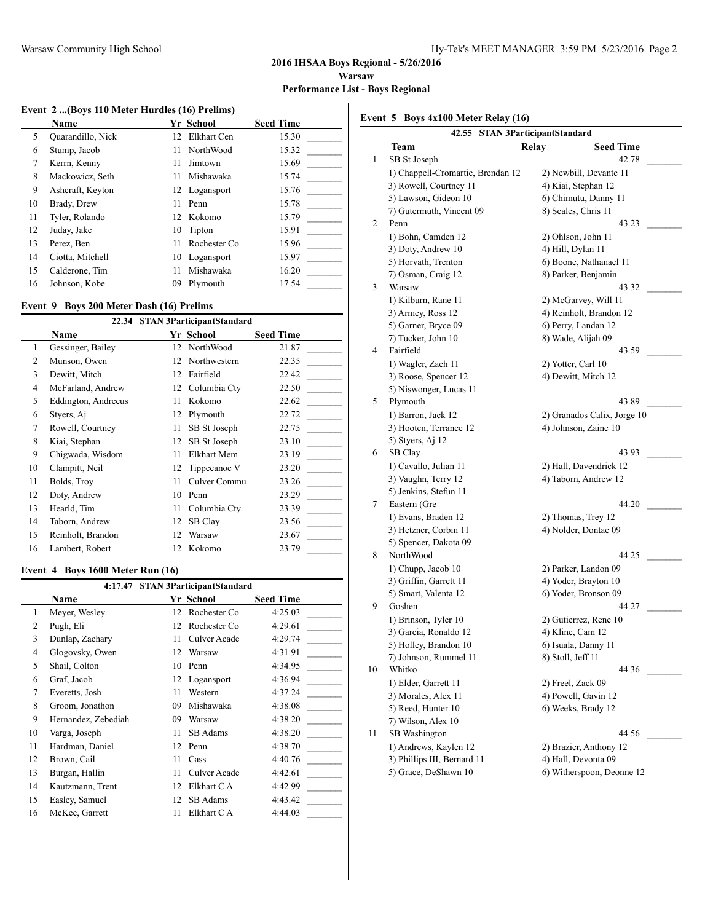## 2016 IHSAA Boys Regional - 5/26/2016

### Warsaw

### Performance List - Boys Regional

#### Event 2 ...(Boys 110 Meter Hurdles (16) Prelims)

| | Name | Yr | School | Seed Time |
|---|---|---|---|---|
| 5 | Quarandillo, Nick | 12 | Elkhart Cen | 15.30 |
| 6 | Stump, Jacob | 11 | NorthWood | 15.32 |
| 7 | Kerrn, Kenny | 11 | Jimtown | 15.69 |
| 8 | Mackowicz, Seth | 11 | Mishawaka | 15.74 |
| 9 | Ashcraft, Keyton | 12 | Logansport | 15.76 |
| 10 | Brady, Drew | 11 | Penn | 15.78 |
| 11 | Tyler, Rolando | 12 | Kokomo | 15.79 |
| 12 | Juday, Jake | 10 | Tipton | 15.91 |
| 13 | Perez, Ben | 11 | Rochester Co | 15.96 |
| 14 | Ciotta, Mitchell | 10 | Logansport | 15.97 |
| 15 | Calderone, Tim | 11 | Mishawaka | 16.20 |
| 16 | Johnson, Kobe | 09 | Plymouth | 17.54 |

#### Event 9 Boys 200 Meter Dash (16) Prelims

22.34 STAN 3ParticipantStandard

| | Name | Yr | School | Seed Time |
|---|---|---|---|---|
| 1 | Gessinger, Bailey | 12 | NorthWood | 21.87 |
| 2 | Munson, Owen | 12 | Northwestern | 22.35 |
| 3 | Dewitt, Mitch | 12 | Fairfield | 22.42 |
| 4 | McFarland, Andrew | 12 | Columbia Cty | 22.50 |
| 5 | Eddington, Andrecus | 11 | Kokomo | 22.62 |
| 6 | Styers, Aj | 12 | Plymouth | 22.72 |
| 7 | Rowell, Courtney | 11 | SB St Joseph | 22.75 |
| 8 | Kiai, Stephan | 12 | SB St Joseph | 23.10 |
| 9 | Chigwada, Wisdom | 11 | Elkhart Mem | 23.19 |
| 10 | Clampitt, Neil | 12 | Tippecanoe V | 23.20 |
| 11 | Bolds, Troy | 11 | Culver Commu | 23.26 |
| 12 | Doty, Andrew | 10 | Penn | 23.29 |
| 13 | Hearld, Tim | 11 | Columbia Cty | 23.39 |
| 14 | Taborn, Andrew | 12 | SB Clay | 23.56 |
| 15 | Reinholt, Brandon | 12 | Warsaw | 23.67 |
| 16 | Lambert, Robert | 12 | Kokomo | 23.79 |

#### Event 4 Boys 1600 Meter Run (16)

4:17.47 STAN 3ParticipantStandard

| | Name | Yr | School | Seed Time |
|---|---|---|---|---|
| 1 | Meyer, Wesley | 12 | Rochester Co | 4:25.03 |
| 2 | Pugh, Eli | 12 | Rochester Co | 4:29.61 |
| 3 | Dunlap, Zachary | 11 | Culver Acade | 4:29.74 |
| 4 | Glogovsky, Owen | 12 | Warsaw | 4:31.91 |
| 5 | Shail, Colton | 10 | Penn | 4:34.95 |
| 6 | Graf, Jacob | 12 | Logansport | 4:36.94 |
| 7 | Everetts, Josh | 11 | Western | 4:37.24 |
| 8 | Groom, Jonathon | 09 | Mishawaka | 4:38.08 |
| 9 | Hernandez, Zebediah | 09 | Warsaw | 4:38.20 |
| 10 | Varga, Joseph | 11 | SB Adams | 4:38.20 |
| 11 | Hardman, Daniel | 12 | Penn | 4:38.70 |
| 12 | Brown, Cail | 11 | Cass | 4:40.76 |
| 13 | Burgan, Hallin | 11 | Culver Acade | 4:42.61 |
| 14 | Kautzmann, Trent | 12 | Elkhart C A | 4:42.99 |
| 15 | Easley, Samuel | 12 | SB Adams | 4:43.42 |
| 16 | McKee, Garrett | 11 | Elkhart C A | 4:44.03 |

#### Event 5 Boys 4x100 Meter Relay (16)

42.55 STAN 3ParticipantStandard

| | Team | Relay | Seed Time |
|---|---|---|---|
| 1 | SB St Joseph | | 42.78 |
| | 1) Chappell-Cromartie, Brendan 12 | 2) Newbill, Devante 11 | |
| | 3) Rowell, Courtney 11 | 4) Kiai, Stephan 12 | |
| | 5) Lawson, Gideon 10 | 6) Chimutu, Danny 11 | |
| | 7) Gutermuth, Vincent 09 | 8) Scales, Chris 11 | |
| 2 | Penn | | 43.23 |
| | 1) Bohn, Camden 12 | 2) Ohlson, John 11 | |
| | 3) Doty, Andrew 10 | 4) Hill, Dylan 11 | |
| | 5) Horvath, Trenton | 6) Boone, Nathanael 11 | |
| | 7) Osman, Craig 12 | 8) Parker, Benjamin | |
| 3 | Warsaw | | 43.32 |
| | 1) Kilburn, Rane 11 | 2) McGarvey, Will 11 | |
| | 3) Armey, Ross 12 | 4) Reinholt, Brandon 12 | |
| | 5) Garner, Bryce 09 | 6) Perry, Landan 12 | |
| | 7) Tucker, John 10 | 8) Wade, Alijah 09 | |
| 4 | Fairfield | | 43.59 |
| | 1) Wagler, Zach 11 | 2) Yotter, Carl 10 | |
| | 3) Roose, Spencer 12 | 4) Dewitt, Mitch 12 | |
| | 5) Niswonger, Lucas 11 | | |
| 5 | Plymouth | | 43.89 |
| | 1) Barron, Jack 12 | 2) Granados Calix, Jorge 10 | |
| | 3) Hooten, Terrance 12 | 4) Johnson, Zaine 10 | |
| | 5) Styers, Aj 12 | | |
| 6 | SB Clay | | 43.93 |
| | 1) Cavallo, Julian 11 | 2) Hall, Davendrick 12 | |
| | 3) Vaughn, Terry 12 | 4) Taborn, Andrew 12 | |
| | 5) Jenkins, Stefun 11 | | |
| 7 | Eastern (Gre | | 44.20 |
| | 1) Evans, Braden 12 | 2) Thomas, Trey 12 | |
| | 3) Hetzner, Corbin 11 | 4) Nolder, Dontae 09 | |
| | 5) Spencer, Dakota 09 | | |
| 8 | NorthWood | | 44.25 |
| | 1) Chupp, Jacob 10 | 2) Parker, Landon 09 | |
| | 3) Griffin, Garrett 11 | 4) Yoder, Brayton 10 | |
| | 5) Smart, Valenta 12 | 6) Yoder, Bronson 09 | |
| 9 | Goshen | | 44.27 |
| | 1) Brinson, Tyler 10 | 2) Gutierrez, Rene 10 | |
| | 3) Garcia, Ronaldo 12 | 4) Kline, Cam 12 | |
| | 5) Holley, Brandon 10 | 6) Isuala, Danny 11 | |
| | 7) Johnson, Rummel 11 | 8) Stoll, Jeff 11 | |
| 10 | Whitko | | 44.36 |
| | 1) Elder, Garrett 11 | 2) Freel, Zack 09 | |
| | 3) Morales, Alex 11 | 4) Powell, Gavin 12 | |
| | 5) Reed, Hunter 10 | 6) Weeks, Brady 12 | |
| | 7) Wilson, Alex 10 | | |
| 11 | SB Washington | | 44.56 |
| | 1) Andrews, Kaylen 12 | 2) Brazier, Anthony 12 | |
| | 3) Phillips III, Bernard 11 | 4) Hall, Devonta 09 | |
| | 5) Grace, DeShawn 10 | 6) Witherspoon, Deonne 12 | |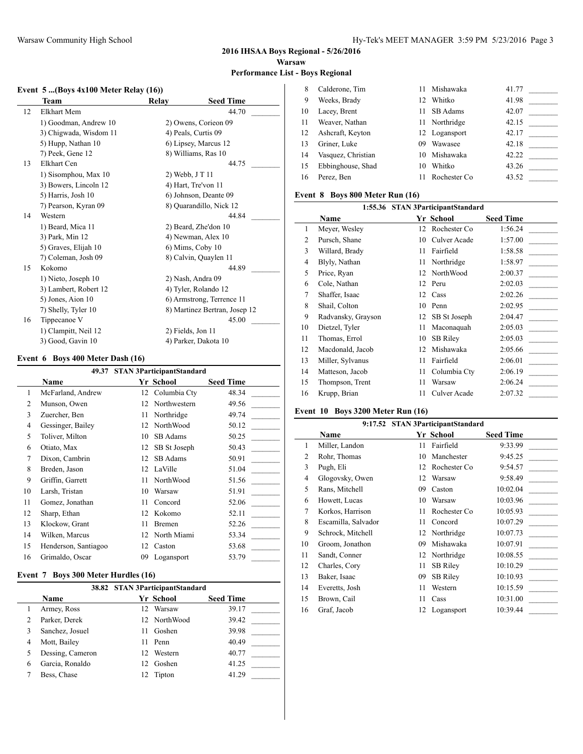**2016 IHSAA Boys Regional - 5/26/2016**

**Warsaw**

**Performance List - Boys Regional**

### Event 5 ...(Boys 4x100 Meter Relay (16))

| | Team | Relay | Seed Time |
|---|---|---|---|
| 12 | Elkhart Mem | | 44.70 |
| | 1) Goodman, Andrew 10 | 2) Owens, Corieon 09 | |
| | 3) Chigwada, Wisdom 11 | 4) Peals, Curtis 09 | |
| | 5) Hupp, Nathan 10 | 6) Lipsey, Marcus 12 | |
| | 7) Peek, Gene 12 | 8) Williams, Ras 10 | |
| 13 | Elkhart Cen | | 44.75 |
| | 1) Sisomphou, Max 10 | 2) Webb, J T 11 | |
| | 3) Bowers, Lincoln 12 | 4) Hart, Tre'von 11 | |
| | 5) Harris, Josh 10 | 6) Johnson, Deante 09 | |
| | 7) Pearson, Kyran 09 | 8) Quarandillo, Nick 12 | |
| 14 | Western | | 44.84 |
| | 1) Beard, Mica 11 | 2) Beard, Zhe'don 10 | |
| | 3) Park, Min 12 | 4) Newman, Alex 10 | |
| | 5) Graves, Elijah 10 | 6) Mims, Coby 10 | |
| | 7) Coleman, Josh 09 | 8) Calvin, Quaylen 11 | |
| 15 | Kokomo | | 44.89 |
| | 1) Nieto, Joseph 10 | 2) Nash, Andra 09 | |
| | 3) Lambert, Robert 12 | 4) Tyler, Rolando 12 | |
| | 5) Jones, Aion 10 | 6) Armstrong, Terrence 11 | |
| | 7) Shelly, Tyler 10 | 8) Martinez Bertran, Josep 12 | |
| 16 | Tippecanoe V | | 45.00 |
| | 1) Clampitt, Neil 12 | 2) Fields, Jon 11 | |
| | 3) Good, Gavin 10 | 4) Parker, Dakota 10 | |

### Event 6 Boys 400 Meter Dash (16)

49.37 STAN 3ParticipantStandard

| | Name | Yr | School | Seed Time |
|---|---|---|---|---|
| 1 | McFarland, Andrew | 12 | Columbia Cty | 48.34 |
| 2 | Munson, Owen | 12 | Northwestern | 49.56 |
| 3 | Zuercher, Ben | 11 | Northridge | 49.74 |
| 4 | Gessinger, Bailey | 12 | NorthWood | 50.12 |
| 5 | Toliver, Milton | 10 | SB Adams | 50.25 |
| 6 | Otiato, Max | 12 | SB St Joseph | 50.43 |
| 7 | Dixon, Cambrin | 12 | SB Adams | 50.91 |
| 8 | Breden, Jason | 12 | LaVille | 51.04 |
| 9 | Griffin, Garrett | 11 | NorthWood | 51.56 |
| 10 | Larsh, Tristan | 10 | Warsaw | 51.91 |
| 11 | Gomez, Jonathan | 11 | Concord | 52.06 |
| 12 | Sharp, Ethan | 12 | Kokomo | 52.11 |
| 13 | Klockow, Grant | 11 | Bremen | 52.26 |
| 14 | Wilken, Marcus | 12 | North Miami | 53.34 |
| 15 | Henderson, Santiagoo | 12 | Caston | 53.68 |
| 16 | Grimaldo, Oscar | 09 | Logansport | 53.79 |

### Event 7 Boys 300 Meter Hurdles (16)

38.82 STAN 3ParticipantStandard

| | Name | Yr | School | Seed Time |
|---|---|---|---|---|
| 1 | Armey, Ross | 12 | Warsaw | 39.17 |
| 2 | Parker, Derek | 12 | NorthWood | 39.42 |
| 3 | Sanchez, Josuel | 11 | Goshen | 39.98 |
| 4 | Mott, Bailey | 11 | Penn | 40.49 |
| 5 | Dessing, Cameron | 12 | Western | 40.77 |
| 6 | Garcia, Ronaldo | 12 | Goshen | 41.25 |
| 7 | Bess, Chase | 12 | Tipton | 41.29 |
| 8 | Calderone, Tim | 11 | Mishawaka | 41.77 |
| 9 | Weeks, Brady | 12 | Whitko | 41.98 |
| 10 | Lacey, Brent | 11 | SB Adams | 42.07 |
| 11 | Weaver, Nathan | 11 | Northridge | 42.15 |
| 12 | Ashcraft, Keyton | 12 | Logansport | 42.17 |
| 13 | Griner, Luke | 09 | Wawasee | 42.18 |
| 14 | Vasquez, Christian | 10 | Mishawaka | 42.22 |
| 15 | Ebbinghouse, Shad | 10 | Whitko | 43.26 |
| 16 | Perez, Ben | 11 | Rochester Co | 43.52 |

### Event 8 Boys 800 Meter Run (16)

1:55.36 STAN 3ParticipantStandard

| | Name | Yr | School | Seed Time |
|---|---|---|---|---|
| 1 | Meyer, Wesley | 12 | Rochester Co | 1:56.24 |
| 2 | Pursch, Shane | 10 | Culver Acade | 1:57.00 |
| 3 | Willard, Brady | 11 | Fairfield | 1:58.58 |
| 4 | Blyly, Nathan | 11 | Northridge | 1:58.97 |
| 5 | Price, Ryan | 12 | NorthWood | 2:00.37 |
| 6 | Cole, Nathan | 12 | Peru | 2:02.03 |
| 7 | Shaffer, Isaac | 12 | Cass | 2:02.26 |
| 8 | Shail, Colton | 10 | Penn | 2:02.95 |
| 9 | Radvansky, Grayson | 12 | SB St Joseph | 2:04.47 |
| 10 | Dietzel, Tyler | 11 | Maconaquah | 2:05.03 |
| 11 | Thomas, Errol | 10 | SB Riley | 2:05.03 |
| 12 | Macdonald, Jacob | 12 | Mishawaka | 2:05.66 |
| 13 | Miller, Sylvanus | 11 | Fairfield | 2:06.01 |
| 14 | Matteson, Jacob | 11 | Columbia Cty | 2:06.19 |
| 15 | Thompson, Trent | 11 | Warsaw | 2:06.24 |
| 16 | Krupp, Brian | 11 | Culver Acade | 2:07.32 |

### Event 10 Boys 3200 Meter Run (16)

9:17.52 STAN 3ParticipantStandard

| | Name | Yr | School | Seed Time |
|---|---|---|---|---|
| 1 | Miller, Landon | 11 | Fairfield | 9:33.99 |
| 2 | Rohr, Thomas | 10 | Manchester | 9:45.25 |
| 3 | Pugh, Eli | 12 | Rochester Co | 9:54.57 |
| 4 | Glogovsky, Owen | 12 | Warsaw | 9:58.49 |
| 5 | Rans, Mitchell | 09 | Caston | 10:02.04 |
| 6 | Howett, Lucas | 10 | Warsaw | 10:03.96 |
| 7 | Korkos, Harrison | 11 | Rochester Co | 10:05.93 |
| 8 | Escamilla, Salvador | 11 | Concord | 10:07.29 |
| 9 | Schrock, Mitchell | 12 | Northridge | 10:07.73 |
| 10 | Groom, Jonathon | 09 | Mishawaka | 10:07.91 |
| 11 | Sandt, Conner | 12 | Northridge | 10:08.55 |
| 12 | Charles, Cory | 11 | SB Riley | 10:10.29 |
| 13 | Baker, Isaac | 09 | SB Riley | 10:10.93 |
| 14 | Everetts, Josh | 11 | Western | 10:15.59 |
| 15 | Brown, Cail | 11 | Cass | 10:31.00 |
| 16 | Graf, Jacob | 12 | Logansport | 10:39.44 |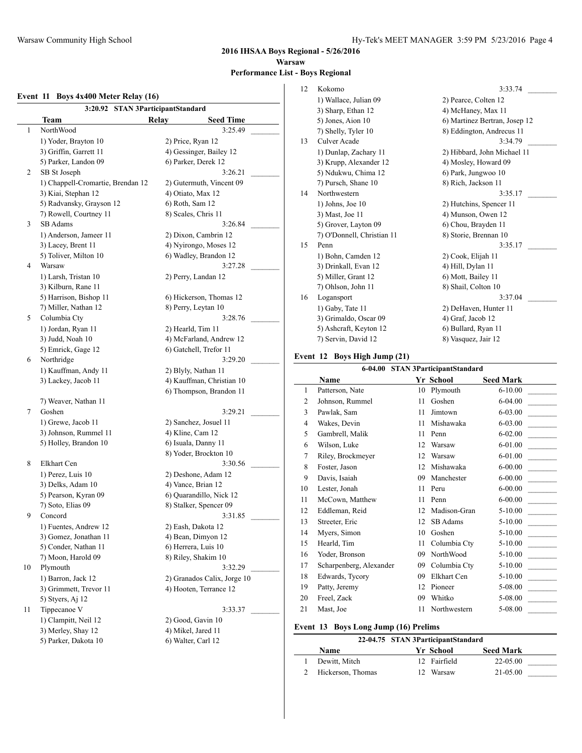## 2016 IHSAA Boys Regional - 5/26/2016

### Warsaw

### Performance List - Boys Regional

#### Event 11 Boys 4x400 Meter Relay (16)

3:20.92 STAN 3ParticipantStandard

| | Team | Relay | Seed Time |
|---|---|---|---|
| 1 | NorthWood | | 3:25.49 |
| | 1) Yoder, Brayton 10 | 2) Price, Ryan 12 | |
| | 3) Griffin, Garrett 11 | 4) Gessinger, Bailey 12 | |
| | 5) Parker, Landon 09 | 6) Parker, Derek 12 | |
| 2 | SB St Joseph | | 3:26.21 |
| | 1) Chappell-Cromartie, Brendan 12 | 2) Gutermuth, Vincent 09 | |
| | 3) Kiai, Stephan 12 | 4) Otiato, Max 12 | |
| | 5) Radvansky, Grayson 12 | 6) Roth, Sam 12 | |
| | 7) Rowell, Courtney 11 | 8) Scales, Chris 11 | |
| 3 | SB Adams | | 3:26.84 |
| | 1) Anderson, Jameer 11 | 2) Dixon, Cambrin 12 | |
| | 3) Lacey, Brent 11 | 4) Nyirongo, Moses 12 | |
| | 5) Toliver, Milton 10 | 6) Wadley, Brandon 12 | |
| 4 | Warsaw | | 3:27.28 |
| | 1) Larsh, Tristan 10 | 2) Perry, Landan 12 | |
| | 3) Kilburn, Rane 11 | | |
| | 5) Harrison, Bishop 11 | 6) Hickerson, Thomas 12 | |
| | 7) Miller, Nathan 12 | 8) Perry, Leytan 10 | |
| 5 | Columbia Cty | | 3:28.76 |
| | 1) Jordan, Ryan 11 | 2) Hearld, Tim 11 | |
| | 3) Judd, Noah 10 | 4) McFarland, Andrew 12 | |
| | 5) Emrick, Gage 12 | 6) Gatchell, Trefor 11 | |
| 6 | Northridge | | 3:29.20 |
| | 1) Kauffman, Andy 11 | 2) Blyly, Nathan 11 | |
| | 3) Lackey, Jacob 11 | 4) Kauffman, Christian 10 | |
| | | 6) Thompson, Brandon 11 | |
| | 7) Weaver, Nathan 11 | | |
| 7 | Goshen | | 3:29.21 |
| | 1) Grewe, Jacob 11 | 2) Sanchez, Josuel 11 | |
| | 3) Johnson, Rummel 11 | 4) Kline, Cam 12 | |
| | 5) Holley, Brandon 10 | 6) Isuala, Danny 11 | |
| | | 8) Yoder, Brockton 10 | |
| 8 | Elkhart Cen | | 3:30.56 |
| | 1) Perez, Luis 10 | 2) Deshone, Adam 12 | |
| | 3) Delks, Adam 10 | 4) Vance, Brian 12 | |
| | 5) Pearson, Kyran 09 | 6) Quarandillo, Nick 12 | |
| | 7) Soto, Elias 09 | 8) Stalker, Spencer 09 | |
| 9 | Concord | | 3:31.85 |
| | 1) Fuentes, Andrew 12 | 2) Eash, Dakota 12 | |
| | 3) Gomez, Jonathan 11 | 4) Bean, Dimyon 12 | |
| | 5) Conder, Nathan 11 | 6) Herrera, Luis 10 | |
| | 7) Moon, Harold 09 | 8) Riley, Shakim 10 | |
| 10 | Plymouth | | 3:32.29 |
| | 1) Barron, Jack 12 | 2) Granados Calix, Jorge 10 | |
| | 3) Grimmett, Trevor 11 | 4) Hooten, Terrance 12 | |
| | 5) Styers, Aj 12 | | |
| 11 | Tippecanoe V | | 3:33.37 |
| | 1) Clampitt, Neil 12 | 2) Good, Gavin 10 | |
| | 3) Merley, Shay 12 | 4) Mikel, Jared 11 | |
| | 5) Parker, Dakota 10 | 6) Walter, Carl 12 | |
| 12 | Kokomo | | 3:33.74 |
| | 1) Wallace, Julian 09 | 2) Pearce, Colten 12 | |
| | 3) Sharp, Ethan 12 | 4) McHaney, Max 11 | |
| | 5) Jones, Aion 10 | 6) Martinez Bertran, Josep 12 | |
| | 7) Shelly, Tyler 10 | 8) Eddington, Andrecus 11 | |
| 13 | Culver Acade | | 3:34.79 |
| | 1) Dunlap, Zachary 11 | 2) Hibbard, John Michael 11 | |
| | 3) Krupp, Alexander 12 | 4) Mosley, Howard 09 | |
| | 5) Ndukwu, Chima 12 | 6) Park, Jungwoo 10 | |
| | 7) Pursch, Shane 10 | 8) Rich, Jackson 11 | |
| 14 | Northwestern | | 3:35.17 |
| | 1) Johns, Joe 10 | 2) Hutchins, Spencer 11 | |
| | 3) Mast, Joe 11 | 4) Munson, Owen 12 | |
| | 5) Grover, Layton 09 | 6) Chou, Brayden 11 | |
| | 7) O'Donnell, Christian 11 | 8) Storie, Brennan 10 | |
| 15 | Penn | | 3:35.17 |
| | 1) Bohn, Camden 12 | 2) Cook, Elijah 11 | |
| | 3) Drinkall, Evan 12 | 4) Hill, Dylan 11 | |
| | 5) Miller, Grant 12 | 6) Mott, Bailey 11 | |
| | 7) Ohlson, John 11 | 8) Shail, Colton 10 | |
| 16 | Logansport | | 3:37.04 |
| | 1) Gaby, Tate 11 | 2) DeHaven, Hunter 11 | |
| | 3) Grimaldo, Oscar 09 | 4) Graf, Jacob 12 | |
| | 5) Ashcraft, Keyton 12 | 6) Bullard, Ryan 11 | |
| | 7) Servin, David 12 | 8) Vasquez, Jair 12 | |

#### Event 12 Boys High Jump (21)

6-04.00 STAN 3ParticipantStandard

| | Name | Yr | School | Seed Mark |
|---|---|---|---|---|
| 1 | Patterson, Nate | 10 | Plymouth | 6-10.00 |
| 2 | Johnson, Rummel | 11 | Goshen | 6-04.00 |
| 3 | Pawlak, Sam | 11 | Jimtown | 6-03.00 |
| 4 | Wakes, Devin | 11 | Mishawaka | 6-03.00 |
| 5 | Gambrell, Malik | 11 | Penn | 6-02.00 |
| 6 | Wilson, Luke | 12 | Warsaw | 6-01.00 |
| 7 | Riley, Brockmeyer | 12 | Warsaw | 6-01.00 |
| 8 | Foster, Jason | 12 | Mishawaka | 6-00.00 |
| 9 | Davis, Isaiah | 09 | Manchester | 6-00.00 |
| 10 | Lester, Jonah | 11 | Peru | 6-00.00 |
| 11 | McCown, Matthew | 11 | Penn | 6-00.00 |
| 12 | Eddleman, Reid | 12 | Madison-Gran | 5-10.00 |
| 13 | Streeter, Eric | 12 | SB Adams | 5-10.00 |
| 14 | Myers, Simon | 10 | Goshen | 5-10.00 |
| 15 | Hearld, Tim | 11 | Columbia Cty | 5-10.00 |
| 16 | Yoder, Bronson | 09 | NorthWood | 5-10.00 |
| 17 | Scharpenberg, Alexander | 09 | Columbia Cty | 5-10.00 |
| 18 | Edwards, Tycory | 09 | Elkhart Cen | 5-10.00 |
| 19 | Patty, Jeremy | 12 | Pioneer | 5-08.00 |
| 20 | Freel, Zack | 09 | Whitko | 5-08.00 |
| 21 | Mast, Joe | 11 | Northwestern | 5-08.00 |

#### Event 13 Boys Long Jump (16) Prelims

22-04.75 STAN 3ParticipantStandard

| | Name | Yr | School | Seed Mark |
|---|---|---|---|---|
| 1 | Dewitt, Mitch | 12 | Fairfield | 22-05.00 |
| 2 | Hickerson, Thomas | 12 | Warsaw | 21-05.00 |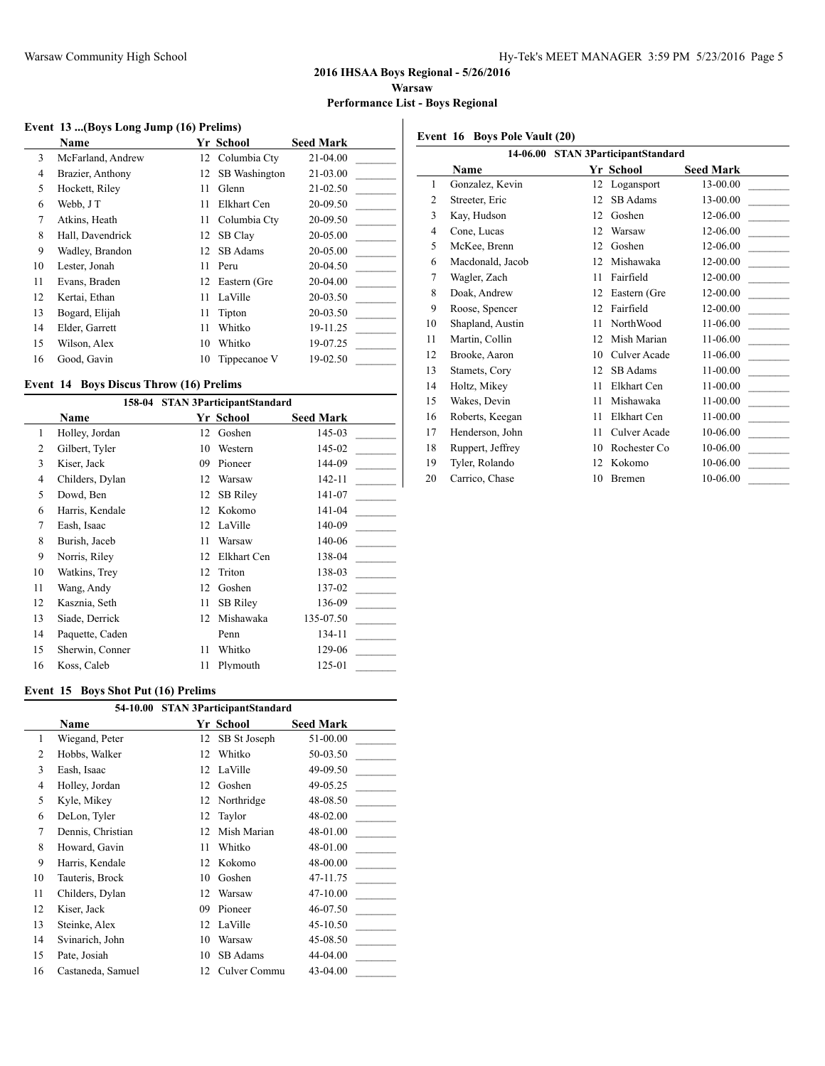## 2016 IHSAA Boys Regional - 5/26/2016

**Warsaw**

**Performance List - Boys Regional**

### Event 13 ...(Boys Long Jump (16) Prelims)

| | Name | Yr | School | Seed Mark | |
|---|---|---|---|---|---|
| 3 | McFarland, Andrew | 12 | Columbia Cty | 21-04.00 | _______ |
| 4 | Brazier, Anthony | 12 | SB Washington | 21-03.00 | _______ |
| 5 | Hockett, Riley | 11 | Glenn | 21-02.50 | _______ |
| 6 | Webb, J T | 11 | Elkhart Cen | 20-09.50 | _______ |
| 7 | Atkins, Heath | 11 | Columbia Cty | 20-09.50 | _______ |
| 8 | Hall, Davendrick | 12 | SB Clay | 20-05.00 | _______ |
| 9 | Wadley, Brandon | 12 | SB Adams | 20-05.00 | _______ |
| 10 | Lester, Jonah | 11 | Peru | 20-04.50 | _______ |
| 11 | Evans, Braden | 12 | Eastern (Gre | 20-04.00 | _______ |
| 12 | Kertai, Ethan | 11 | LaVille | 20-03.50 | _______ |
| 13 | Bogard, Elijah | 11 | Tipton | 20-03.50 | _______ |
| 14 | Elder, Garrett | 11 | Whitko | 19-11.25 | _______ |
| 15 | Wilson, Alex | 10 | Whitko | 19-07.25 | _______ |
| 16 | Good, Gavin | 10 | Tippecanoe V | 19-02.50 | _______ |

### Event 14 Boys Discus Throw (16) Prelims

158-04 STAN 3ParticipantStandard

| | Name | Yr | School | Seed Mark | |
|---|---|---|---|---|---|
| 1 | Holley, Jordan | 12 | Goshen | 145-03 | _______ |
| 2 | Gilbert, Tyler | 10 | Western | 145-02 | _______ |
| 3 | Kiser, Jack | 09 | Pioneer | 144-09 | _______ |
| 4 | Childers, Dylan | 12 | Warsaw | 142-11 | _______ |
| 5 | Dowd, Ben | 12 | SB Riley | 141-07 | _______ |
| 6 | Harris, Kendale | 12 | Kokomo | 141-04 | _______ |
| 7 | Eash, Isaac | 12 | LaVille | 140-09 | _______ |
| 8 | Burish, Jaceb | 11 | Warsaw | 140-06 | _______ |
| 9 | Norris, Riley | 12 | Elkhart Cen | 138-04 | _______ |
| 10 | Watkins, Trey | 12 | Triton | 138-03 | _______ |
| 11 | Wang, Andy | 12 | Goshen | 137-02 | _______ |
| 12 | Kasznia, Seth | 11 | SB Riley | 136-09 | _______ |
| 13 | Siade, Derrick | 12 | Mishawaka | 135-07.50 | _______ |
| 14 | Paquette, Caden | | Penn | 134-11 | _______ |
| 15 | Sherwin, Conner | 11 | Whitko | 129-06 | _______ |
| 16 | Koss, Caleb | 11 | Plymouth | 125-01 | _______ |

### Event 15 Boys Shot Put (16) Prelims

54-10.00 STAN 3ParticipantStandard

| | Name | Yr | School | Seed Mark | |
|---|---|---|---|---|---|
| 1 | Wiegand, Peter | 12 | SB St Joseph | 51-00.00 | _______ |
| 2 | Hobbs, Walker | 12 | Whitko | 50-03.50 | _______ |
| 3 | Eash, Isaac | 12 | LaVille | 49-09.50 | _______ |
| 4 | Holley, Jordan | 12 | Goshen | 49-05.25 | _______ |
| 5 | Kyle, Mikey | 12 | Northridge | 48-08.50 | _______ |
| 6 | DeLon, Tyler | 12 | Taylor | 48-02.00 | _______ |
| 7 | Dennis, Christian | 12 | Mish Marian | 48-01.00 | _______ |
| 8 | Howard, Gavin | 11 | Whitko | 48-01.00 | _______ |
| 9 | Harris, Kendale | 12 | Kokomo | 48-00.00 | _______ |
| 10 | Tauteris, Brock | 10 | Goshen | 47-11.75 | _______ |
| 11 | Childers, Dylan | 12 | Warsaw | 47-10.00 | _______ |
| 12 | Kiser, Jack | 09 | Pioneer | 46-07.50 | _______ |
| 13 | Steinke, Alex | 12 | LaVille | 45-10.50 | _______ |
| 14 | Svinarich, John | 10 | Warsaw | 45-08.50 | _______ |
| 15 | Pate, Josiah | 10 | SB Adams | 44-04.00 | _______ |
| 16 | Castaneda, Samuel | 12 | Culver Commu | 43-04.00 | _______ |

### Event 16 Boys Pole Vault (20)

14-06.00 STAN 3ParticipantStandard

| | Name | Yr | School | Seed Mark | |
|---|---|---|---|---|---|
| 1 | Gonzalez, Kevin | 12 | Logansport | 13-00.00 | _______ |
| 2 | Streeter, Eric | 12 | SB Adams | 13-00.00 | _______ |
| 3 | Kay, Hudson | 12 | Goshen | 12-06.00 | _______ |
| 4 | Cone, Lucas | 12 | Warsaw | 12-06.00 | _______ |
| 5 | McKee, Brenn | 12 | Goshen | 12-06.00 | _______ |
| 6 | Macdonald, Jacob | 12 | Mishawaka | 12-00.00 | _______ |
| 7 | Wagler, Zach | 11 | Fairfield | 12-00.00 | _______ |
| 8 | Doak, Andrew | 12 | Eastern (Gre | 12-00.00 | _______ |
| 9 | Roose, Spencer | 12 | Fairfield | 12-00.00 | _______ |
| 10 | Shapland, Austin | 11 | NorthWood | 11-06.00 | _______ |
| 11 | Martin, Collin | 12 | Mish Marian | 11-06.00 | _______ |
| 12 | Brooke, Aaron | 10 | Culver Acade | 11-06.00 | _______ |
| 13 | Stamets, Cory | 12 | SB Adams | 11-00.00 | _______ |
| 14 | Holtz, Mikey | 11 | Elkhart Cen | 11-00.00 | _______ |
| 15 | Wakes, Devin | 11 | Mishawaka | 11-00.00 | _______ |
| 16 | Roberts, Keegan | 11 | Elkhart Cen | 11-00.00 | _______ |
| 17 | Henderson, John | 11 | Culver Acade | 10-06.00 | _______ |
| 18 | Ruppert, Jeffrey | 10 | Rochester Co | 10-06.00 | _______ |
| 19 | Tyler, Rolando | 12 | Kokomo | 10-06.00 | _______ |
| 20 | Carrico, Chase | 10 | Bremen | 10-06.00 | _______ |